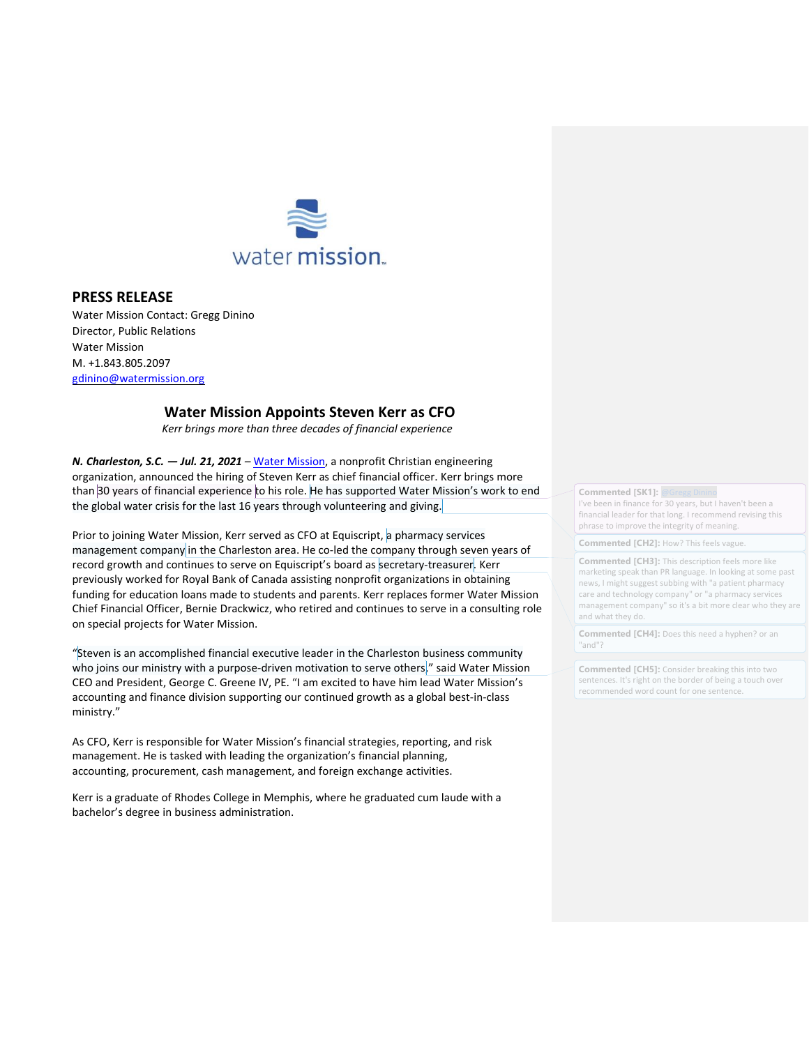# PRESS RELEASE

Water Mission Contact: Gregg Dinino
Director, Public Relations
Water Mission
M. +1.843.805.2097
gdinino@watermission.org

## Water Mission Appoints Steven Kerr as CFO

*Kerr brings more than three decades of financial experience*

***N. Charleston, S.C. — Jul. 21, 2021*** – Water Mission, a nonprofit Christian engineering organization, announced the hiring of Steven Kerr as chief financial officer. Kerr brings more than 30 years of financial experience to his role. He has supported Water Mission's work to end the global water crisis for the last 16 years through volunteering and giving.

Prior to joining Water Mission, Kerr served as CFO at Equiscript, a pharmacy services management company in the Charleston area. He co-led the company through seven years of record growth and continues to serve on Equiscript's board as secretary-treasurer. Kerr previously worked for Royal Bank of Canada assisting nonprofit organizations in obtaining funding for education loans made to students and parents. Kerr replaces former Water Mission Chief Financial Officer, Bernie Drackwicz, who retired and continues to serve in a consulting role on special projects for Water Mission.

"Steven is an accomplished financial executive leader in the Charleston business community who joins our ministry with a purpose-driven motivation to serve others," said Water Mission CEO and President, George C. Greene IV, PE. "I am excited to have him lead Water Mission's accounting and finance division supporting our continued growth as a global best-in-class ministry."

As CFO, Kerr is responsible for Water Mission's financial strategies, reporting, and risk management. He is tasked with leading the organization's financial planning, accounting, procurement, cash management, and foreign exchange activities.

Kerr is a graduate of Rhodes College in Memphis, where he graduated cum laude with a bachelor's degree in business administration.

**Commented [SK1]:** @Gregg Dinino I've been in finance for 30 years, but I haven't been a financial leader for that long. I recommend revising this phrase to improve the integrity of meaning.

**Commented [CH2]:** How? This feels vague.

**Commented [CH3]:** This description feels more like marketing speak than PR language. In looking at some past news, I might suggest subbing with "a patient pharmacy care and technology company" or "a pharmacy services management company" so it's a bit more clear who they are and what they do.

**Commented [CH4]:** Does this need a hyphen? or an "and"?

**Commented [CH5]:** Consider breaking this into two sentences. It's right on the border of being a touch over recommended word count for one sentence.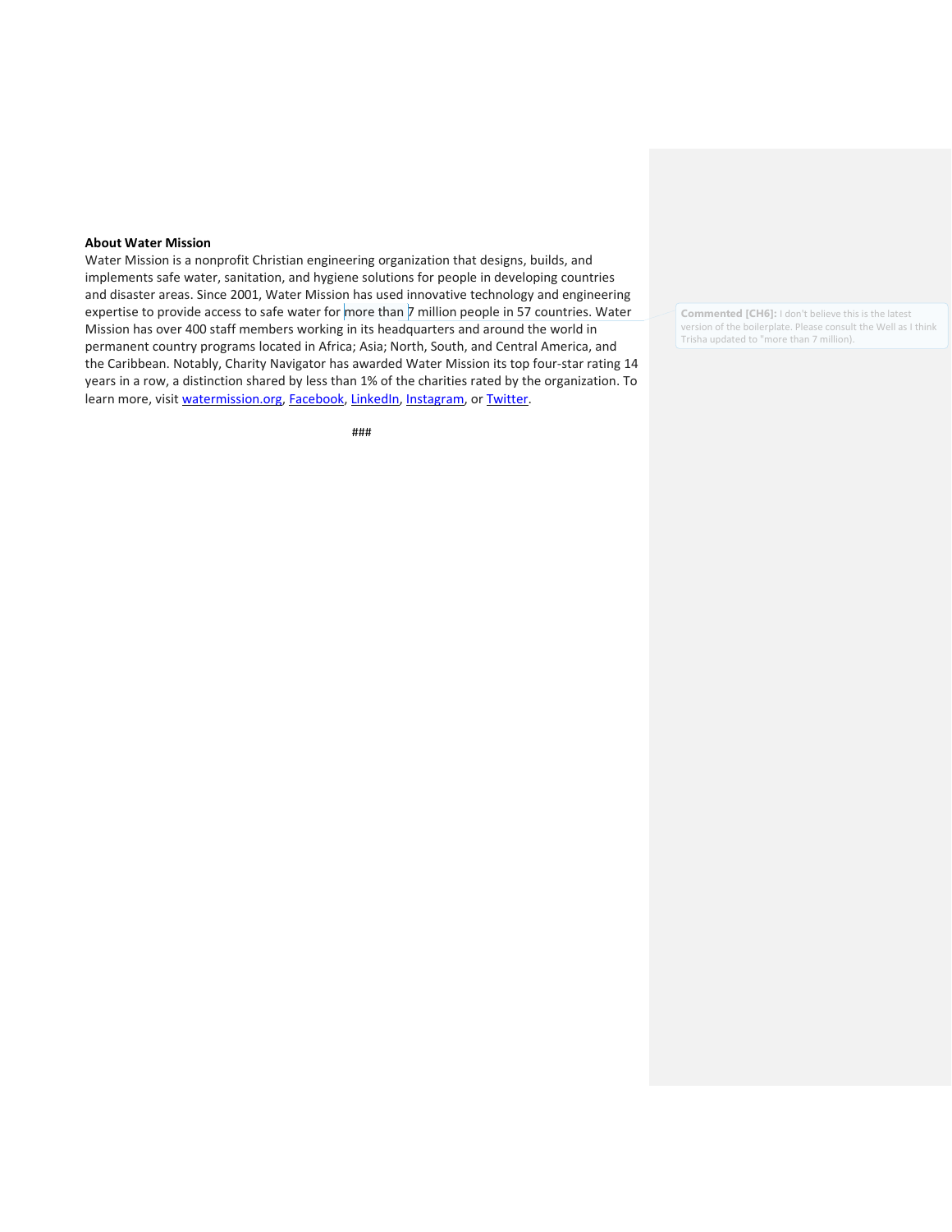**About Water Mission**

Water Mission is a nonprofit Christian engineering organization that designs, builds, and implements safe water, sanitation, and hygiene solutions for people in developing countries and disaster areas. Since 2001, Water Mission has used innovative technology and engineering expertise to provide access to safe water for more than 7 million people in 57 countries. Water Mission has over 400 staff members working in its headquarters and around the world in permanent country programs located in Africa; Asia; North, South, and Central America, and the Caribbean. Notably, Charity Navigator has awarded Water Mission its top four-star rating 14 years in a row, a distinction shared by less than 1% of the charities rated by the organization. To learn more, visit watermission.org, Facebook, LinkedIn, Instagram, or Twitter.

Commented [CH6]: I don't believe this is the latest version of the boilerplate. Please consult the Well as I think Trisha updated to "more than 7 million).

###